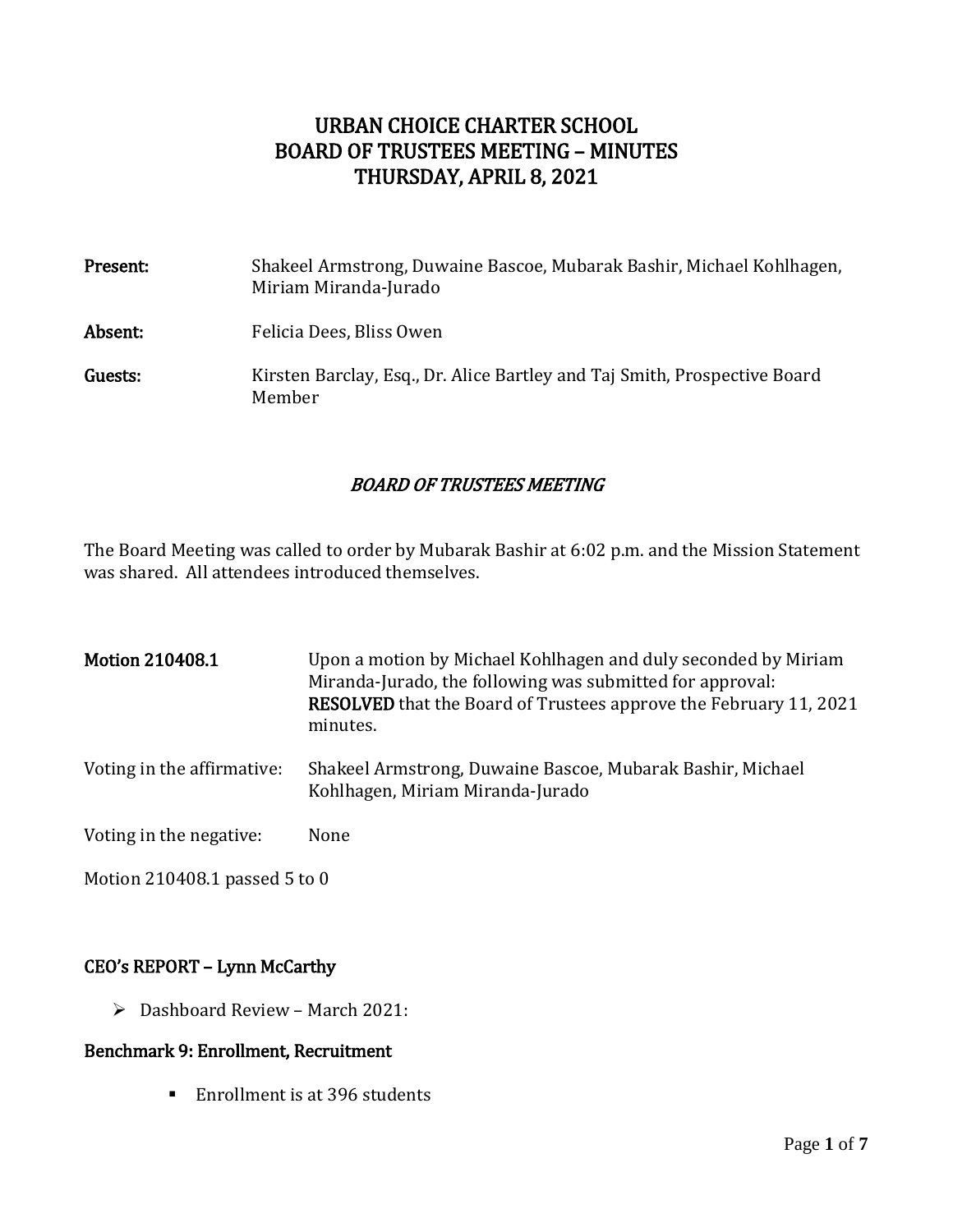# URBAN CHOICE CHARTER SCHOOL
# BOARD OF TRUSTEES MEETING – MINUTES
# THURSDAY, APRIL 8, 2021

**Present:** Shakeel Armstrong, Duwaine Bascoe, Mubarak Bashir, Michael Kohlhagen, Miriam Miranda-Jurado

**Absent:** Felicia Dees, Bliss Owen

**Guests:** Kirsten Barclay, Esq., Dr. Alice Bartley and Taj Smith, Prospective Board Member

## *BOARD OF TRUSTEES MEETING*

The Board Meeting was called to order by Mubarak Bashir at 6:02 p.m. and the Mission Statement was shared. All attendees introduced themselves.

**Motion 210408.1** Upon a motion by Michael Kohlhagen and duly seconded by Miriam Miranda-Jurado, the following was submitted for approval: **RESOLVED** that the Board of Trustees approve the February 11, 2021 minutes.

Voting in the affirmative: Shakeel Armstrong, Duwaine Bascoe, Mubarak Bashir, Michael Kohlhagen, Miriam Miranda-Jurado

Voting in the negative: None

Motion 210408.1 passed 5 to 0

### CEO's REPORT – Lynn McCarthy

- Dashboard Review – March 2021:

#### Benchmark 9: Enrollment, Recruitment

- Enrollment is at 396 students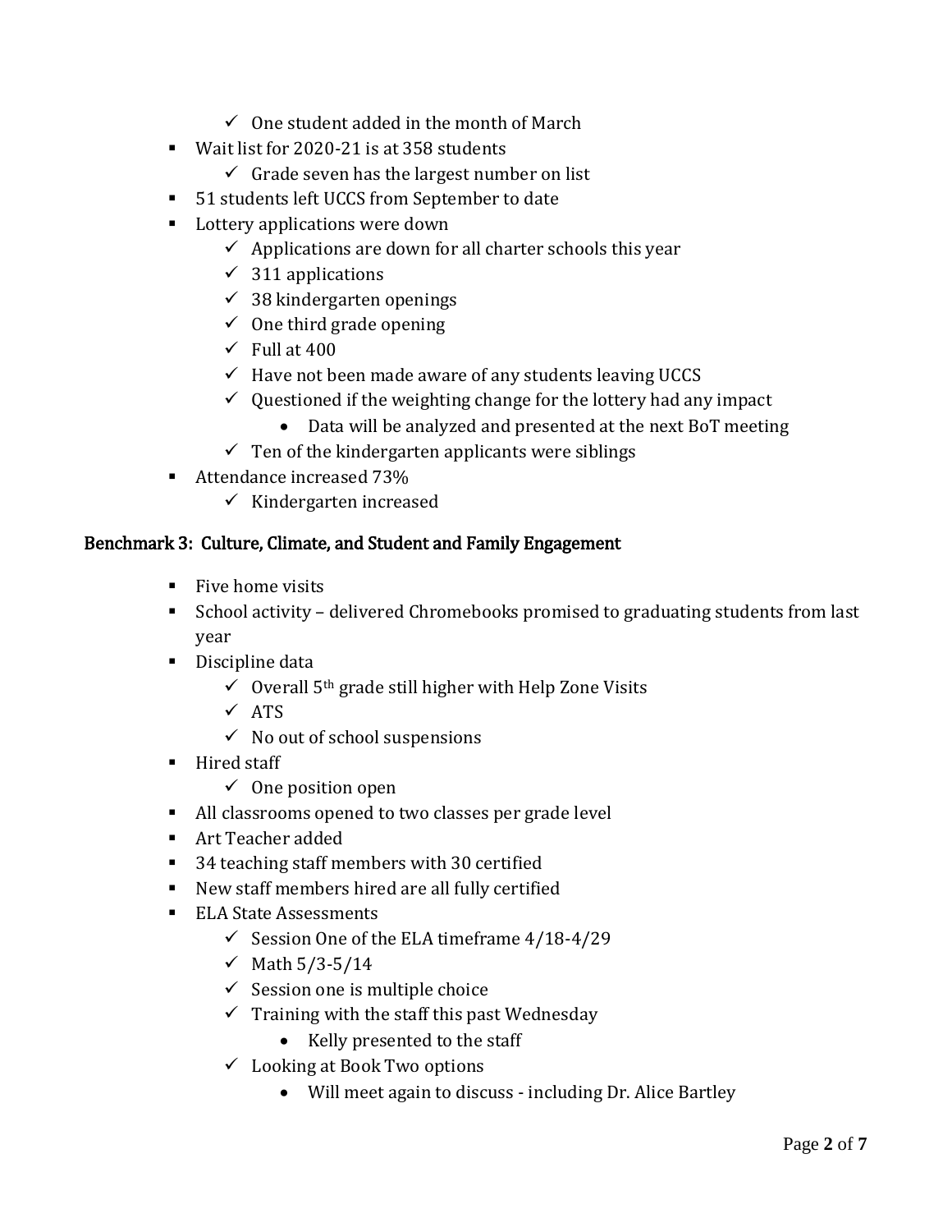- One student added in the month of March
- Wait list for 2020-21 is at 358 students
    - Grade seven has the largest number on list
- 51 students left UCCS from September to date
- Lottery applications were down
    - Applications are down for all charter schools this year
    - 311 applications
    - 38 kindergarten openings
    - One third grade opening
    - Full at 400
    - Have not been made aware of any students leaving UCCS
    - Questioned if the weighting change for the lottery had any impact
        - Data will be analyzed and presented at the next BoT meeting
    - Ten of the kindergarten applicants were siblings
- Attendance increased 73%
    - Kindergarten increased

### Benchmark 3: Culture, Climate, and Student and Family Engagement

- Five home visits
- School activity – delivered Chromebooks promised to graduating students from last year
- Discipline data
    - Overall 5th grade still higher with Help Zone Visits
    - ATS
    - No out of school suspensions
- Hired staff
    - One position open
- All classrooms opened to two classes per grade level
- Art Teacher added
- 34 teaching staff members with 30 certified
- New staff members hired are all fully certified
- ELA State Assessments
    - Session One of the ELA timeframe 4/18-4/29
    - Math 5/3-5/14
    - Session one is multiple choice
    - Training with the staff this past Wednesday
        - Kelly presented to the staff
    - Looking at Book Two options
        - Will meet again to discuss - including Dr. Alice Bartley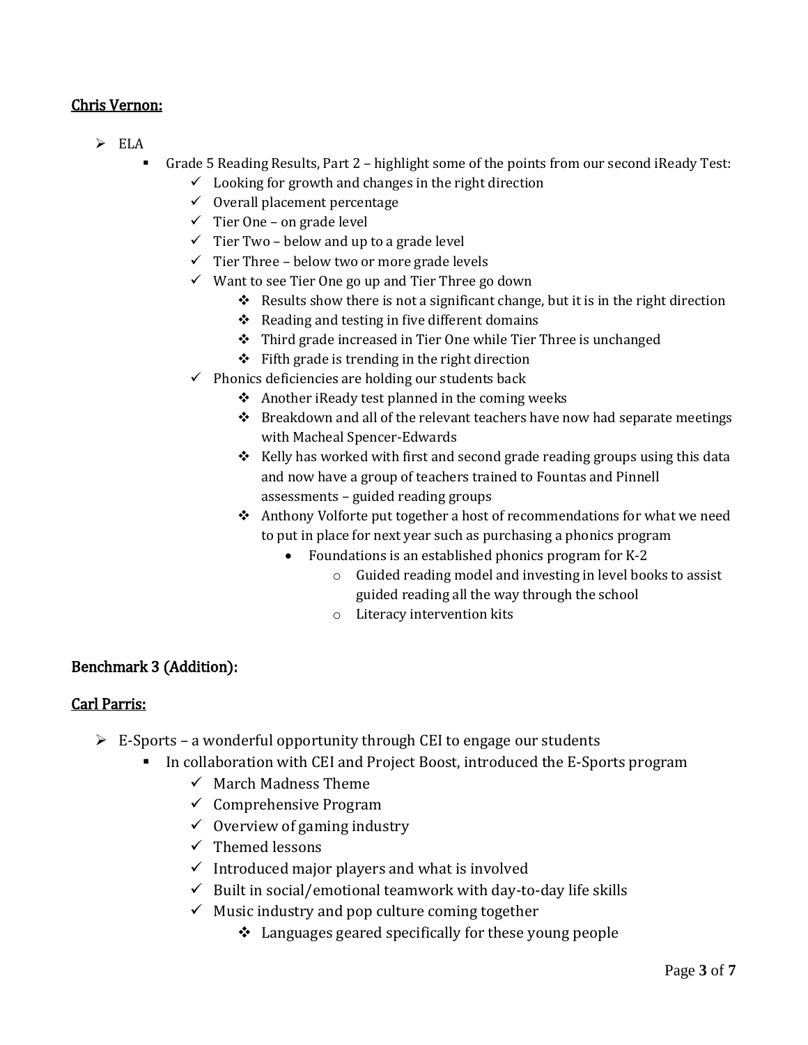**<u>Chris Vernon:</u>**

- ELA
  - Grade 5 Reading Results, Part 2 – highlight some of the points from our second iReady Test:
    - Looking for growth and changes in the right direction
    - Overall placement percentage
    - Tier One – on grade level
    - Tier Two – below and up to a grade level
    - Tier Three – below two or more grade levels
    - Want to see Tier One go up and Tier Three go down
      - Results show there is not a significant change, but it is in the right direction
      - Reading and testing in five different domains
      - Third grade increased in Tier One while Tier Three is unchanged
      - Fifth grade is trending in the right direction
    - Phonics deficiencies are holding our students back
      - Another iReady test planned in the coming weeks
      - Breakdown and all of the relevant teachers have now had separate meetings with Macheal Spencer-Edwards
      - Kelly has worked with first and second grade reading groups using this data and now have a group of teachers trained to Fountas and Pinnell assessments – guided reading groups
      - Anthony Volforte put together a host of recommendations for what we need to put in place for next year such as purchasing a phonics program
        - Foundations is an established phonics program for K-2
          - Guided reading model and investing in level books to assist guided reading all the way through the school
          - Literacy intervention kits

**Benchmark 3 (Addition):**

**<u>Carl Parris:</u>**

- E-Sports – a wonderful opportunity through CEI to engage our students
  - In collaboration with CEI and Project Boost, introduced the E-Sports program
    - March Madness Theme
    - Comprehensive Program
    - Overview of gaming industry
    - Themed lessons
    - Introduced major players and what is involved
    - Built in social/emotional teamwork with day-to-day life skills
    - Music industry and pop culture coming together
      - Languages geared specifically for these young people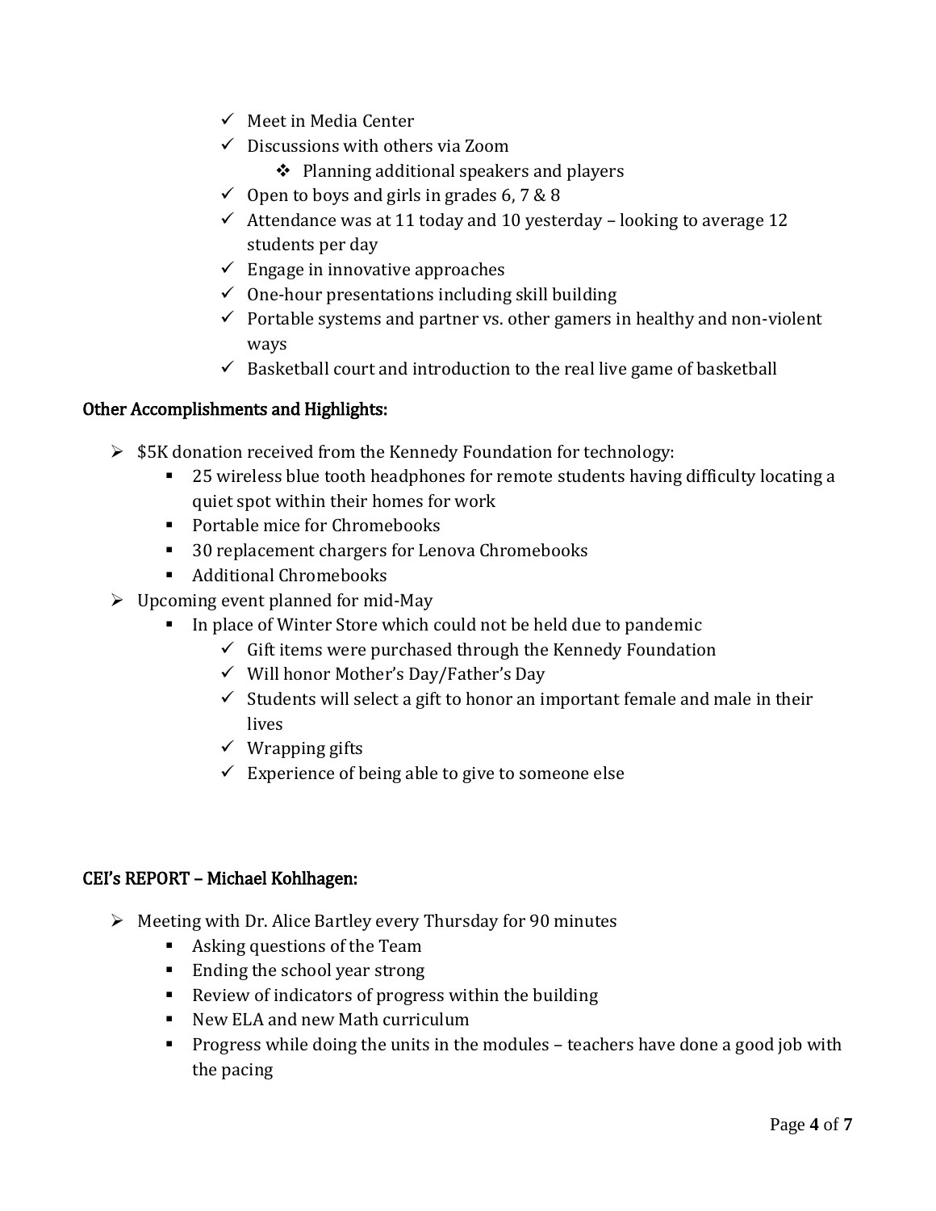- Meet in Media Center
- Discussions with others via Zoom
  - Planning additional speakers and players
- Open to boys and girls in grades 6, 7 & 8
- Attendance was at 11 today and 10 yesterday – looking to average 12 students per day
- Engage in innovative approaches
- One-hour presentations including skill building
- Portable systems and partner vs. other gamers in healthy and non-violent ways
- Basketball court and introduction to the real live game of basketball

## Other Accomplishments and Highlights:

- $5K donation received from the Kennedy Foundation for technology:
  - 25 wireless blue tooth headphones for remote students having difficulty locating a quiet spot within their homes for work
  - Portable mice for Chromebooks
  - 30 replacement chargers for Lenova Chromebooks
  - Additional Chromebooks
- Upcoming event planned for mid-May
  - In place of Winter Store which could not be held due to pandemic
    - Gift items were purchased through the Kennedy Foundation
    - Will honor Mother's Day/Father's Day
    - Students will select a gift to honor an important female and male in their lives
    - Wrapping gifts
    - Experience of being able to give to someone else

## CEI's REPORT – Michael Kohlhagen:

- Meeting with Dr. Alice Bartley every Thursday for 90 minutes
  - Asking questions of the Team
  - Ending the school year strong
  - Review of indicators of progress within the building
  - New ELA and new Math curriculum
  - Progress while doing the units in the modules – teachers have done a good job with the pacing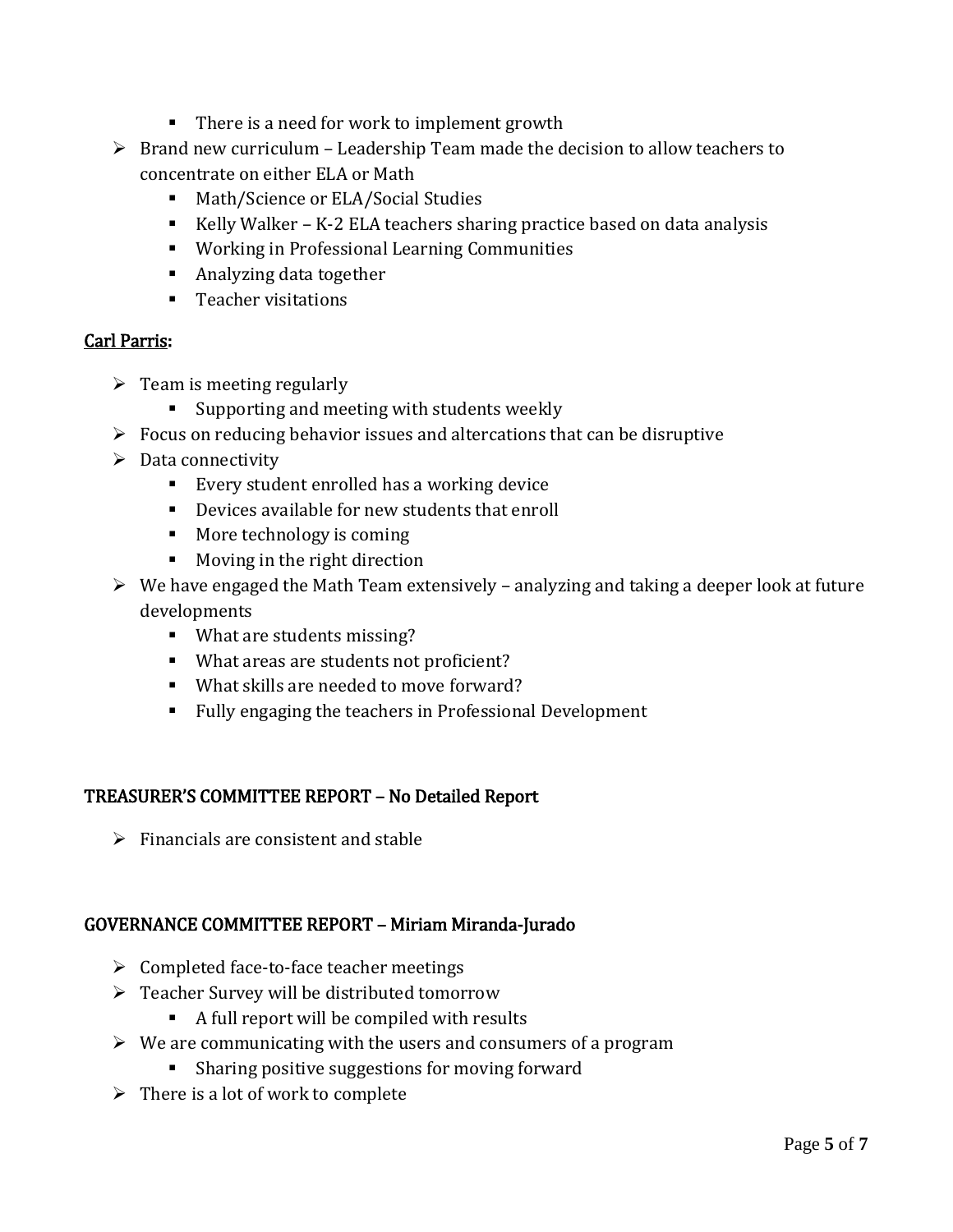- There is a need for work to implement growth
- Brand new curriculum – Leadership Team made the decision to allow teachers to concentrate on either ELA or Math
    - Math/Science or ELA/Social Studies
    - Kelly Walker – K-2 ELA teachers sharing practice based on data analysis
    - Working in Professional Learning Communities
    - Analyzing data together
    - Teacher visitations

<u>Carl Parris</u>:

- Team is meeting regularly
    - Supporting and meeting with students weekly
- Focus on reducing behavior issues and altercations that can be disruptive
- Data connectivity
    - Every student enrolled has a working device
    - Devices available for new students that enroll
    - More technology is coming
    - Moving in the right direction
- We have engaged the Math Team extensively – analyzing and taking a deeper look at future developments
    - What are students missing?
    - What areas are students not proficient?
    - What skills are needed to move forward?
    - Fully engaging the teachers in Professional Development

## TREASURER'S COMMITTEE REPORT – No Detailed Report

- Financials are consistent and stable

## GOVERNANCE COMMITTEE REPORT – Miriam Miranda-Jurado

- Completed face-to-face teacher meetings
- Teacher Survey will be distributed tomorrow
    - A full report will be compiled with results
- We are communicating with the users and consumers of a program
    - Sharing positive suggestions for moving forward
- There is a lot of work to complete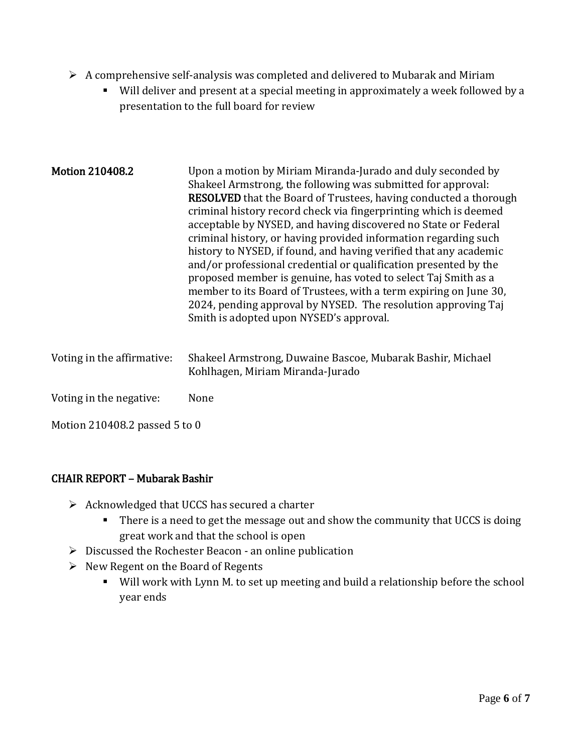- A comprehensive self-analysis was completed and delivered to Mubarak and Miriam
    - Will deliver and present at a special meeting in approximately a week followed by a presentation to the full board for review

**Motion 210408.2**

Upon a motion by Miriam Miranda-Jurado and duly seconded by Shakeel Armstrong, the following was submitted for approval: **RESOLVED** that the Board of Trustees, having conducted a thorough criminal history record check via fingerprinting which is deemed acceptable by NYSED, and having discovered no State or Federal criminal history, or having provided information regarding such history to NYSED, if found, and having verified that any academic and/or professional credential or qualification presented by the proposed member is genuine, has voted to select Taj Smith as a member to its Board of Trustees, with a term expiring on June 30, 2024, pending approval by NYSED. The resolution approving Taj Smith is adopted upon NYSED's approval.

Voting in the affirmative: Shakeel Armstrong, Duwaine Bascoe, Mubarak Bashir, Michael Kohlhagen, Miriam Miranda-Jurado

Voting in the negative: None

Motion 210408.2 passed 5 to 0

## CHAIR REPORT – Mubarak Bashir

- Acknowledged that UCCS has secured a charter
    - There is a need to get the message out and show the community that UCCS is doing great work and that the school is open
- Discussed the Rochester Beacon - an online publication
- New Regent on the Board of Regents
    - Will work with Lynn M. to set up meeting and build a relationship before the school year ends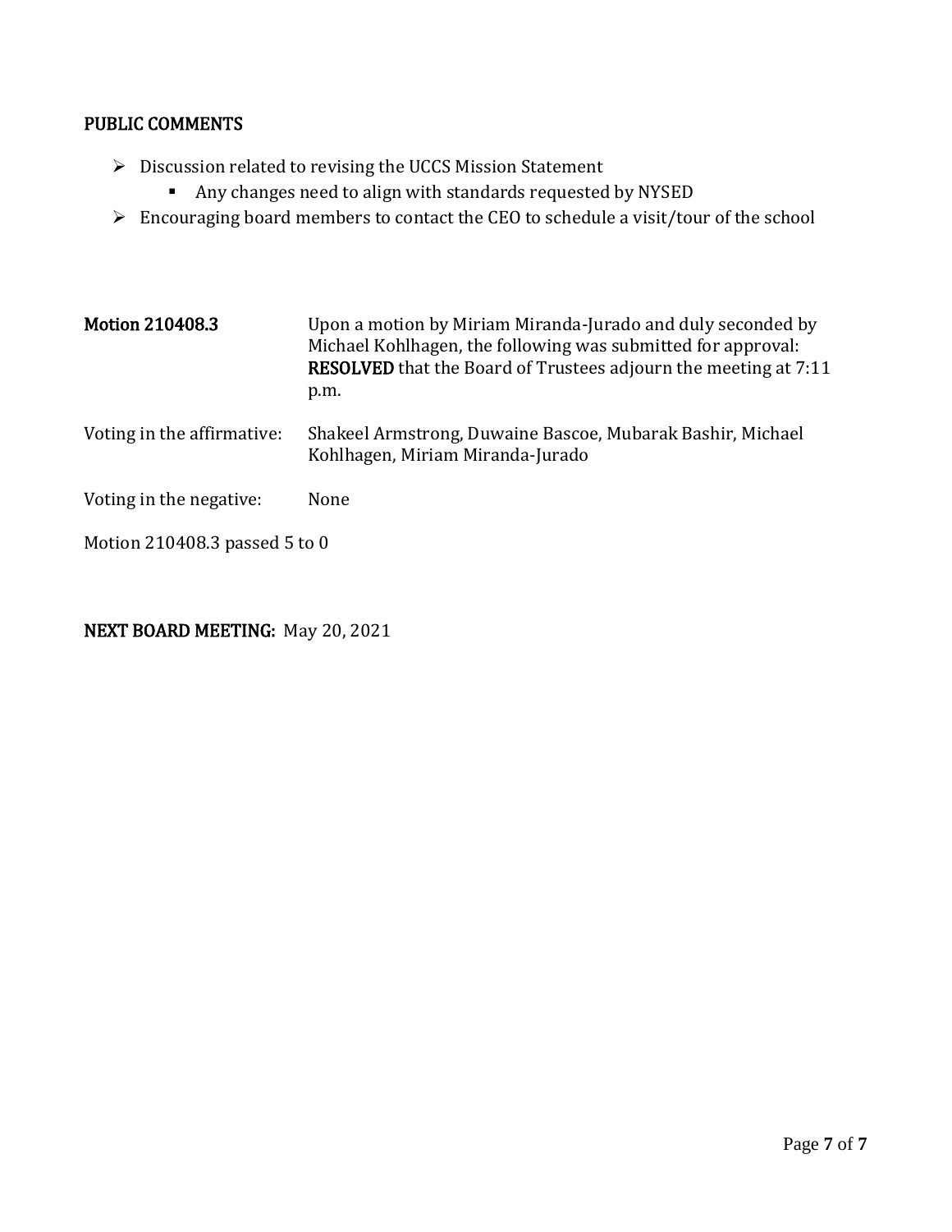## PUBLIC COMMENTS

- Discussion related to revising the UCCS Mission Statement
  - Any changes need to align with standards requested by NYSED
- Encouraging board members to contact the CEO to schedule a visit/tour of the school

| | |
|---|---|
| **Motion 210408.3** | Upon a motion by Miriam Miranda-Jurado and duly seconded by Michael Kohlhagen, the following was submitted for approval: **RESOLVED** that the Board of Trustees adjourn the meeting at 7:11 p.m. |
| Voting in the affirmative: | Shakeel Armstrong, Duwaine Bascoe, Mubarak Bashir, Michael Kohlhagen, Miriam Miranda-Jurado |
| Voting in the negative: | None |

Motion 210408.3 passed 5 to 0

**NEXT BOARD MEETING:** May 20, 2021